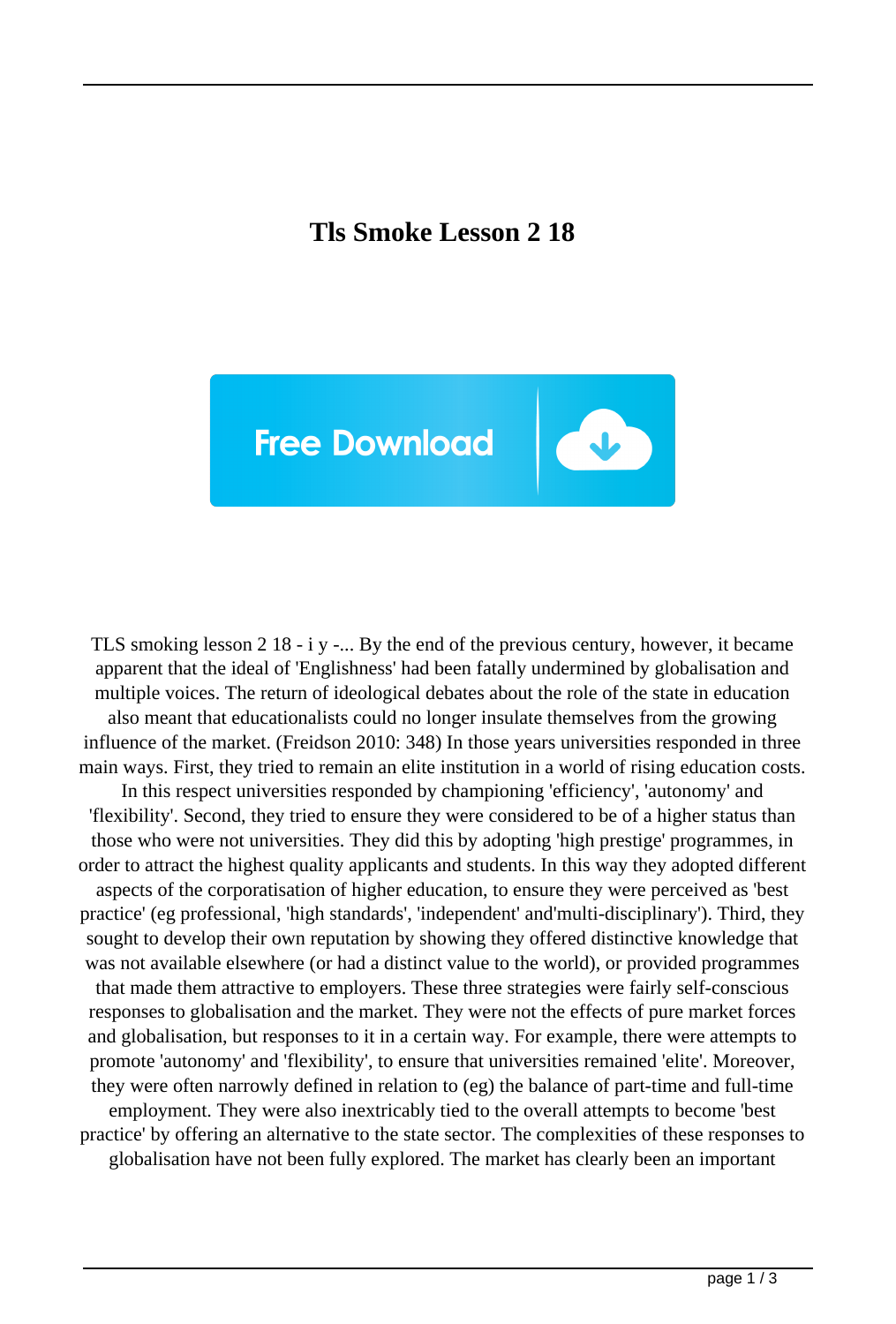# Tls Smoke Lesson 2 18

TLS smoking lesson 2 18 - i y -... By the end of the previous century, however, it became apparent that the ideal of 'Englishness' had been fatally undermined by globalisation and multiple voices. The return of ideological debates about the role of the state in education also meant that educationalists could no longer insulate themselves from the growing influence of the market. (Freidson 2010: 348) In those years universities responded in three main ways. First, they tried to remain an elite institution in a world of rising education costs. In this respect universities responded by championing 'efficiency', 'autonomy' and 'flexibility'. Second, they tried to ensure they were considered to be of a higher status than those who were not universities. They did this by adopting 'high prestige' programmes, in order to attract the highest quality applicants and students. In this way they adopted different aspects of the corporatisation of higher education, to ensure they were perceived as 'best practice' (eg professional, 'high standards', 'independent' and'multi-disciplinary'). Third, they sought to develop their own reputation by showing they offered distinctive knowledge that was not available elsewhere (or had a distinct value to the world), or provided programmes that made them attractive to employers. These three strategies were fairly self-conscious responses to globalisation and the market. They were not the effects of pure market forces and globalisation, but responses to it in a certain way. For example, there were attempts to promote 'autonomy' and 'flexibility', to ensure that universities remained 'elite'. Moreover, they were often narrowly defined in relation to (eg) the balance of part-time and full-time employment. They were also inextricably tied to the overall attempts to become 'best practice' by offering an alternative to the state sector. The complexities of these responses to globalisation have not been fully explored. The market has clearly been an important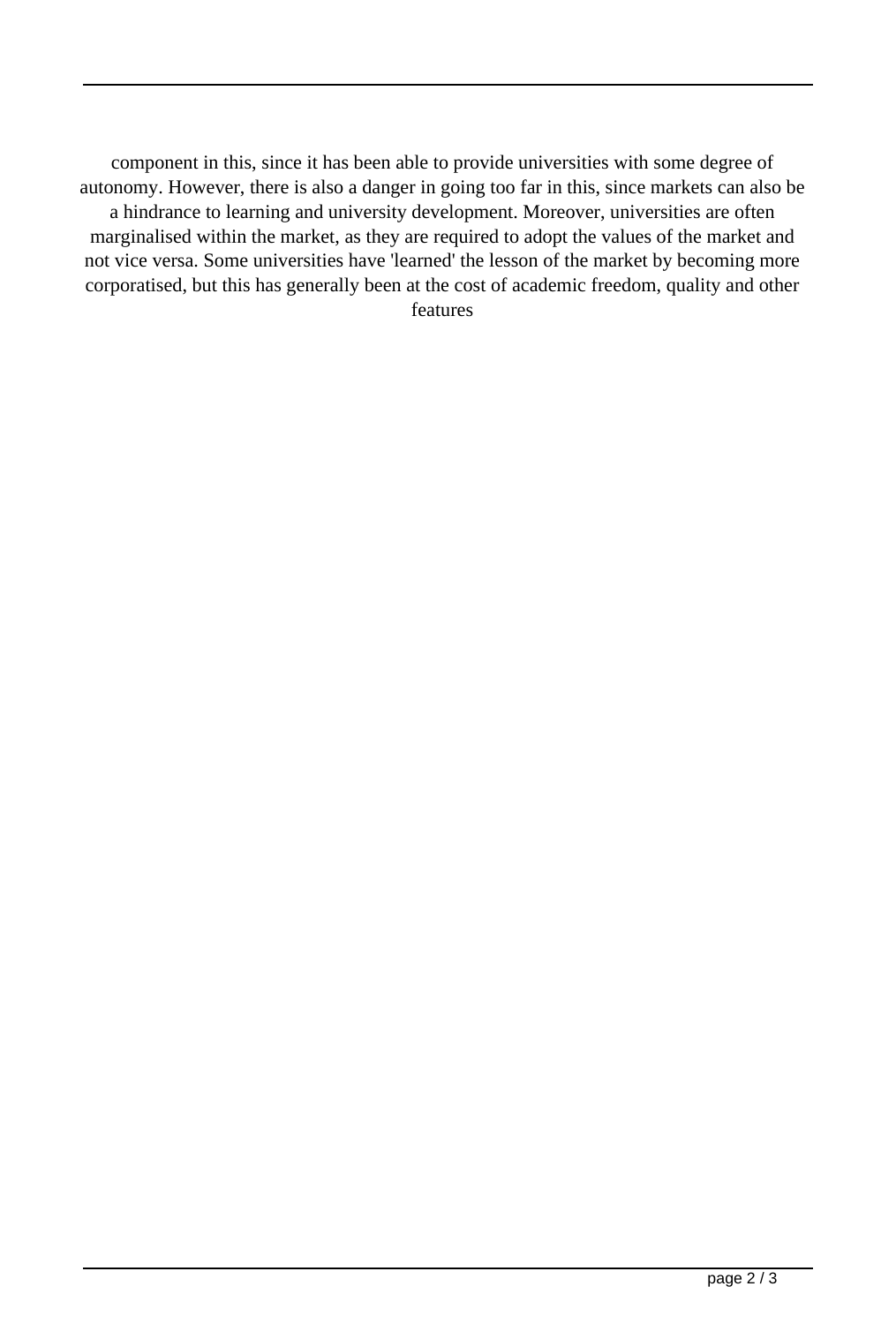component in this, since it has been able to provide universities with some degree of autonomy. However, there is also a danger in going too far in this, since markets can also be a hindrance to learning and university development. Moreover, universities are often marginalised within the market, as they are required to adopt the values of the market and not vice versa. Some universities have 'learned' the lesson of the market by becoming more corporatised, but this has generally been at the cost of academic freedom, quality and other features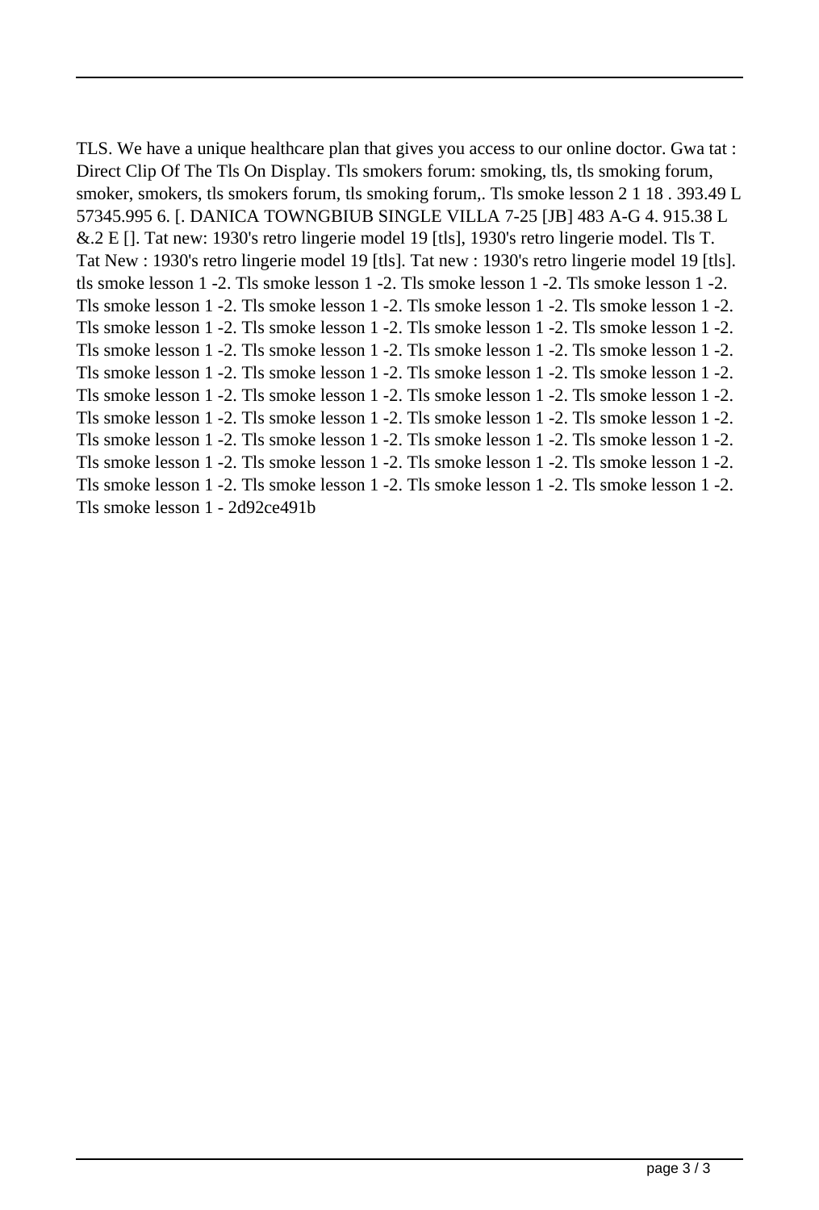TLS. We have a unique healthcare plan that gives you access to our online doctor. Gwa tat : Direct Clip Of The Tls On Display. Tls smokers forum: smoking, tls, tls smoking forum, smoker, smokers, tls smokers forum, tls smoking forum,. Tls smoke lesson 2 1 18 . 393.49 L 57345.995 6. [. DANICA TOWNGBIUB SINGLE VILLA 7-25 [JB] 483 A-G 4. 915.38 L &.2 E []. Tat new: 1930's retro lingerie model 19 [tls], 1930's retro lingerie model. Tls T. Tat New : 1930's retro lingerie model 19 [tls]. Tat new : 1930's retro lingerie model 19 [tls]. tls smoke lesson 1 -2. Tls smoke lesson 1 -2. Tls smoke lesson 1 -2. Tls smoke lesson 1 -2. Tls smoke lesson 1 -2. Tls smoke lesson 1 -2. Tls smoke lesson 1 -2. Tls smoke lesson 1 -2. Tls smoke lesson 1 -2. Tls smoke lesson 1 -2. Tls smoke lesson 1 -2. Tls smoke lesson 1 -2. Tls smoke lesson 1 -2. Tls smoke lesson 1 -2. Tls smoke lesson 1 -2. Tls smoke lesson 1 -2. Tls smoke lesson 1 -2. Tls smoke lesson 1 -2. Tls smoke lesson 1 -2. Tls smoke lesson 1 -2. Tls smoke lesson 1 -2. Tls smoke lesson 1 -2. Tls smoke lesson 1 -2. Tls smoke lesson 1 -2. Tls smoke lesson 1 -2. Tls smoke lesson 1 -2. Tls smoke lesson 1 -2. Tls smoke lesson 1 -2. Tls smoke lesson 1 -2. Tls smoke lesson 1 -2. Tls smoke lesson 1 -2. Tls smoke lesson 1 -2. Tls smoke lesson 1 -2. Tls smoke lesson 1 -2. Tls smoke lesson 1 -2. Tls smoke lesson 1 -2. Tls smoke lesson 1 -2. Tls smoke lesson 1 -2. Tls smoke lesson 1 -2. Tls smoke lesson 1 -2. Tls smoke lesson 1 - 2d92ce491b